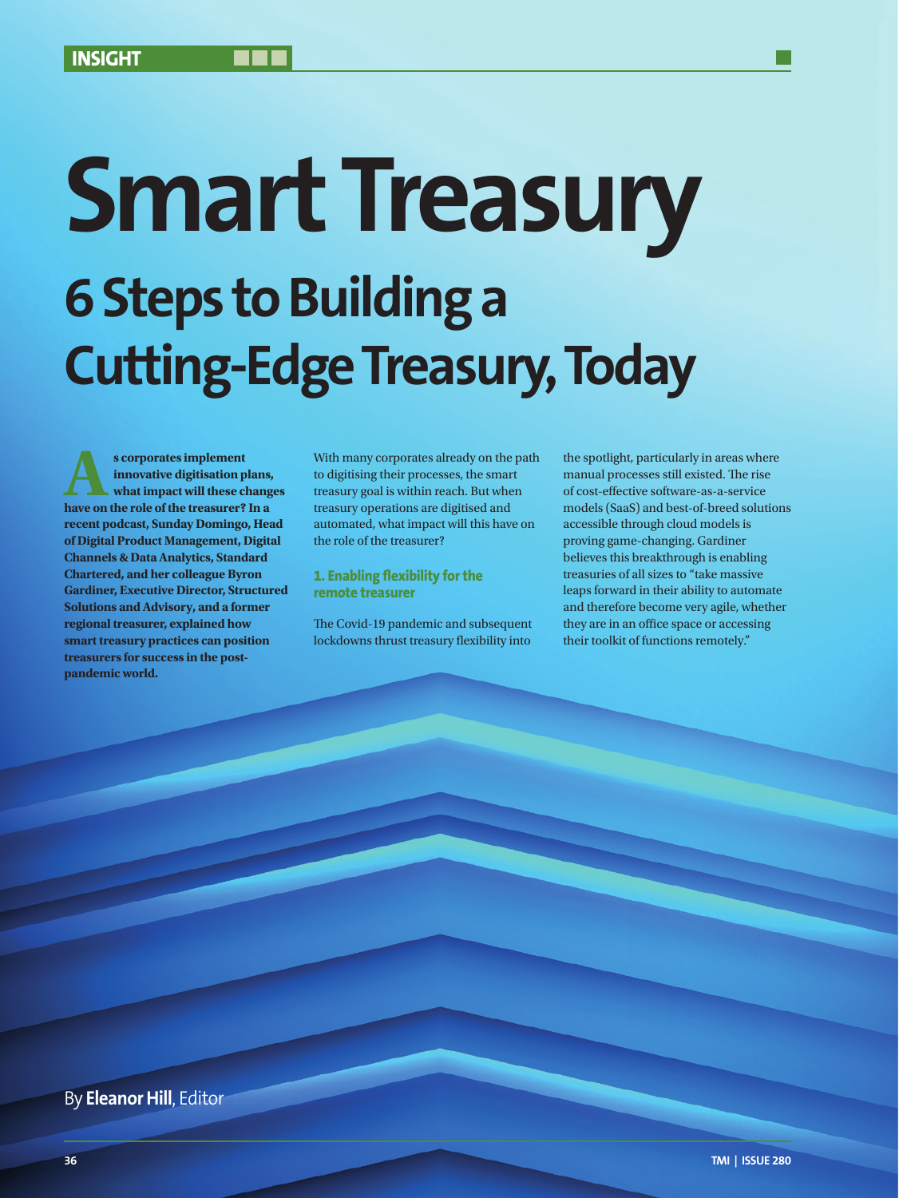INSIGHT

# Smart Treasury

## 6 Steps to Building a Cutting-Edge Treasury, Today

**As corporates implement innovative digitisation plans, what impact will these changes have on the role of the treasurer? In a recent podcast, Sunday Domingo, Head of Digital Product Management, Digital Channels & Data Analytics, Standard Chartered, and her colleague Byron Gardiner, Executive Director, Structured Solutions and Advisory, and a former regional treasurer, explained how smart treasury practices can position treasurers for success in the post-pandemic world.**

With many corporates already on the path to digitising their processes, the smart treasury goal is within reach. But when treasury operations are digitised and automated, what impact will this have on the role of the treasurer?

### 1. Enabling flexibility for the remote treasurer

The Covid-19 pandemic and subsequent lockdowns thrust treasury flexibility into the spotlight, particularly in areas where manual processes still existed. The rise of cost-effective software-as-a-service models (SaaS) and best-of-breed solutions accessible through cloud models is proving game-changing. Gardiner believes this breakthrough is enabling treasuries of all sizes to "take massive leaps forward in their ability to automate and therefore become very agile, whether they are in an office space or accessing their toolkit of functions remotely."

By **Eleanor Hill**, Editor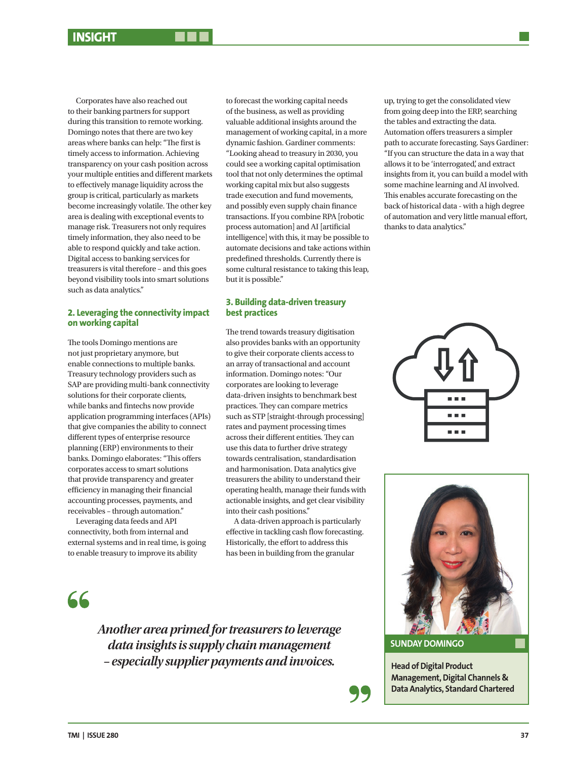Corporates have also reached out to their banking partners for support during this transition to remote working. Domingo notes that there are two key areas where banks can help: "The first is timely access to information. Achieving transparency on your cash position across your multiple entities and different markets to effectively manage liquidity across the group is critical, particularly as markets become increasingly volatile. The other key area is dealing with exceptional events to manage risk. Treasurers not only requires timely information, they also need to be able to respond quickly and take action. Digital access to banking services for treasurers is vital therefore – and this goes beyond visibility tools into smart solutions such as data analytics."

## 2. Leveraging the connectivity impact on working capital

The tools Domingo mentions are not just proprietary anymore, but enable connections to multiple banks. Treasury technology providers such as SAP are providing multi-bank connectivity solutions for their corporate clients, while banks and fintechs now provide application programming interfaces (APIs) that give companies the ability to connect different types of enterprise resource planning (ERP) environments to their banks. Domingo elaborates: "This offers corporates access to smart solutions that provide transparency and greater efficiency in managing their financial accounting processes, payments, and receivables – through automation."

Leveraging data feeds and API connectivity, both from internal and external systems and in real time, is going to enable treasury to improve its ability to forecast the working capital needs of the business, as well as providing valuable additional insights around the management of working capital, in a more dynamic fashion. Gardiner comments: "Looking ahead to treasury in 2030, you could see a working capital optimisation tool that not only determines the optimal working capital mix but also suggests trade execution and fund movements, and possibly even supply chain finance transactions. If you combine RPA [robotic process automation] and AI [artificial intelligence] with this, it may be possible to automate decisions and take actions within predefined thresholds. Currently there is some cultural resistance to taking this leap, but it is possible."

## 3. Building data-driven treasury best practices

The trend towards treasury digitisation also provides banks with an opportunity to give their corporate clients access to an array of transactional and account information. Domingo notes: "Our corporates are looking to leverage data-driven insights to benchmark best practices. They can compare metrics such as STP [straight-through processing] rates and payment processing times across their different entities. They can use this data to further drive strategy towards centralisation, standardisation and harmonisation. Data analytics give treasurers the ability to understand their operating health, manage their funds with actionable insights, and get clear visibility into their cash positions."

A data-driven approach is particularly effective in tackling cash flow forecasting. Historically, the effort to address this has been in building from the granular up, trying to get the consolidated view from going deep into the ERP, searching the tables and extracting the data. Automation offers treasurers a simpler path to accurate forecasting. Says Gardiner: "If you can structure the data in a way that allows it to be 'interrogated,' and extract insights from it, you can build a model with some machine learning and AI involved. This enables accurate forecasting on the back of historical data - with a high degree of automation and very little manual effort, thanks to data analytics."

> *Another area primed for treasurers to leverage data insights is supply chain management – especially supplier payments and invoices.*

**SUNDAY DOMINGO**

**Head of Digital Product Management, Digital Channels & Data Analytics, Standard Chartered**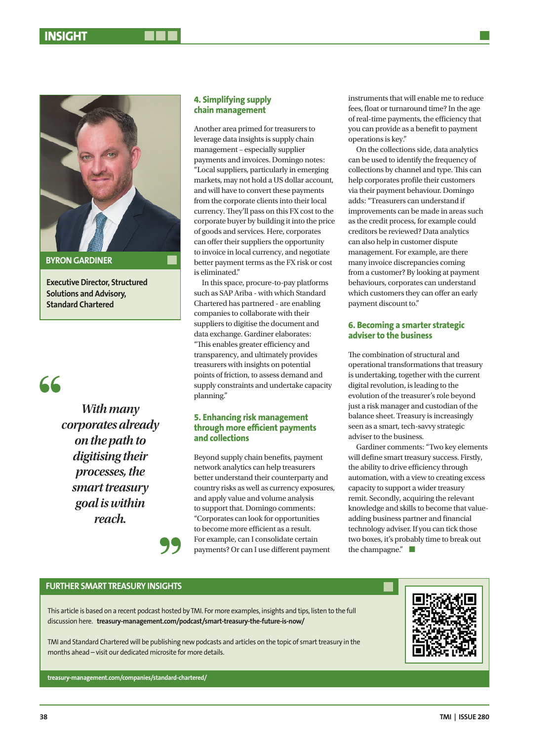**BYRON GARDINER**

**Executive Director, Structured Solutions and Advisory, Standard Chartered**

> *With many corporates already on the path to digitising their processes, the smart treasury goal is within reach.*

## 4. Simplifying supply chain management

Another area primed for treasurers to leverage data insights is supply chain management – especially supplier payments and invoices. Domingo notes: "Local suppliers, particularly in emerging markets, may not hold a US dollar account, and will have to convert these payments from the corporate clients into their local currency. They'll pass on this FX cost to the corporate buyer by building it into the price of goods and services. Here, corporates can offer their suppliers the opportunity to invoice in local currency, and negotiate better payment terms as the FX risk or cost is eliminated."

In this space, procure-to-pay platforms such as SAP Ariba - with which Standard Chartered has partnered - are enabling companies to collaborate with their suppliers to digitise the document and data exchange. Gardiner elaborates: "This enables greater efficiency and transparency, and ultimately provides treasurers with insights on potential points of friction, to assess demand and supply constraints and undertake capacity planning."

## 5. Enhancing risk management through more efficient payments and collections

Beyond supply chain benefits, payment network analytics can help treasurers better understand their counterparty and country risks as well as currency exposures, and apply value and volume analysis to support that. Domingo comments: "Corporates can look for opportunities to become more efficient as a result. For example, can I consolidate certain payments? Or can I use different payment instruments that will enable me to reduce fees, float or turnaround time? In the age of real-time payments, the efficiency that you can provide as a benefit to payment operations is key."

On the collections side, data analytics can be used to identify the frequency of collections by channel and type. This can help corporates profile their customers via their payment behaviour. Domingo adds: "Treasurers can understand if improvements can be made in areas such as the credit process, for example could creditors be reviewed? Data analytics can also help in customer dispute management. For example, are there many invoice discrepancies coming from a customer? By looking at payment behaviours, corporates can understand which customers they can offer an early payment discount to."

## 6. Becoming a smarter strategic adviser to the business

The combination of structural and operational transformations that treasury is undertaking, together with the current digital revolution, is leading to the evolution of the treasurer's role beyond just a risk manager and custodian of the balance sheet. Treasury is increasingly seen as a smart, tech-savvy strategic adviser to the business.

Gardiner comments: "Two key elements will define smart treasury success. Firstly, the ability to drive efficiency through automation, with a view to creating excess capacity to support a wider treasury remit. Secondly, acquiring the relevant knowledge and skills to become that value-adding business partner and financial technology adviser. If you can tick those two boxes, it's probably time to break out the champagne." ■

### FURTHER SMART TREASURY INSIGHTS

This article is based on a recent podcast hosted by TMI. For more examples, insights and tips, listen to the full discussion here. **treasury-management.com/podcast/smart-treasury-the-future-is-now/**

TMI and Standard Chartered will be publishing new podcasts and articles on the topic of smart treasury in the months ahead – visit our dedicated microsite for more details.

**treasury-management.com/companies/standard-chartered/**